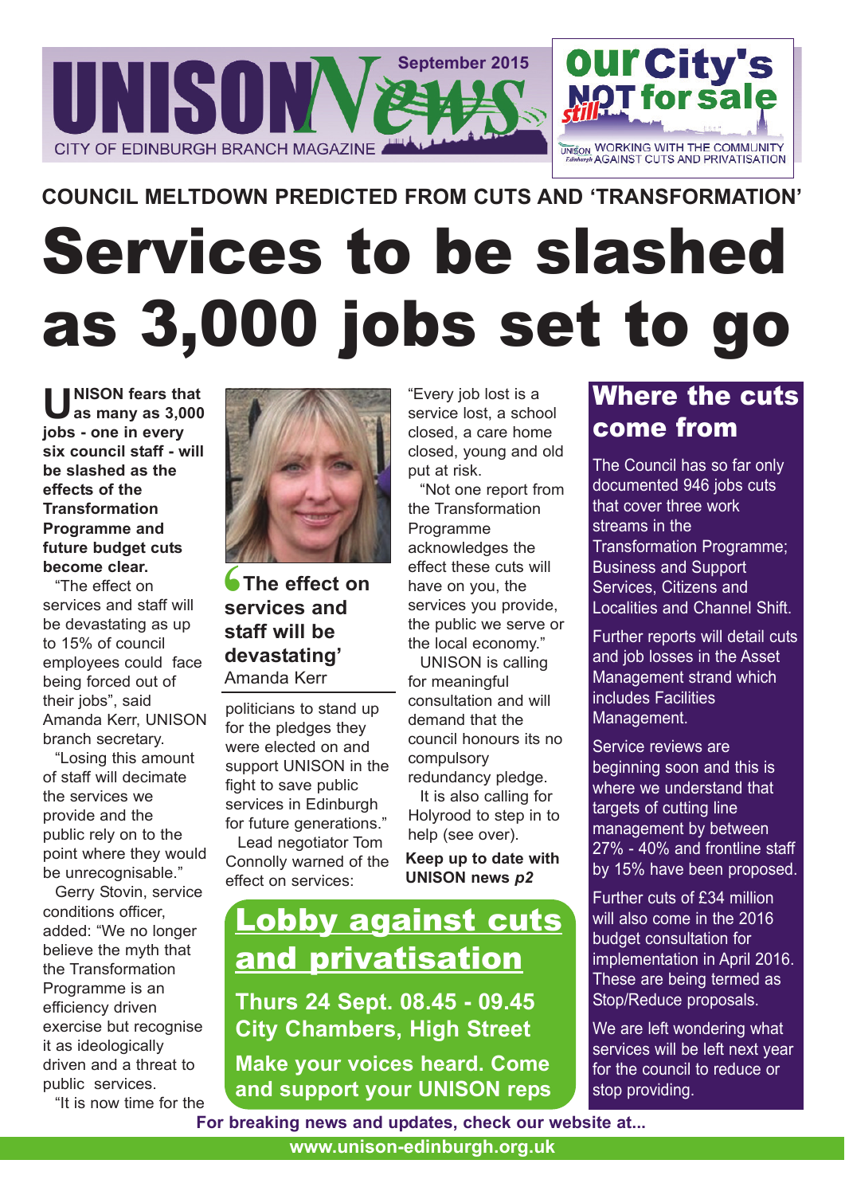UNISON News

September 2015

CITY OF EDINBURGH BRANCH MAGAZINE

our City's still NOT for sale

UNISON Edinburgh WORKING WITH THE COMMUNITY AGAINST CUTS AND PRIVATISATION

## COUNCIL MELTDOWN PREDICTED FROM CUTS AND 'TRANSFORMATION'

# Services to be slashed as 3,000 jobs set to go

**UNISON fears that as many as 3,000 jobs - one in every six council staff - will be slashed as the effects of the Transformation Programme and future budget cuts become clear.**

"The effect on services and staff will be devastating as up to 15% of council employees could face being forced out of their jobs", said Amanda Kerr, UNISON branch secretary.

"Losing this amount of staff will decimate the services we provide and the public rely on to the point where they would be unrecognisable."

Gerry Stovin, service conditions officer, added: "We no longer believe the myth that the Transformation Programme is an efficiency driven exercise but recognise it as ideologically driven and a threat to public services.

"It is now time for the politicians to stand up for the pledges they were elected on and support UNISON in the fight to save public services in Edinburgh for future generations."

Lead negotiator Tom Connolly warned of the effect on services:

"Every job lost is a service lost, a school closed, a care home closed, young and old put at risk.

"Not one report from the Transformation Programme acknowledges the effect these cuts will have on you, the services you provide, the public we serve or the local economy."

UNISON is calling for meaningful consultation and will demand that the council honours its no compulsory redundancy pledge.

It is also calling for Holyrood to step in to help (see over).

**Keep up to date with UNISON news *p2***

**'The effect on services and staff will be devastating'**
Amanda Kerr

## Lobby against cuts and privatisation

**Thurs 24 Sept. 08.45 - 09.45**
**City Chambers, High Street**

**Make your voices heard. Come and support your UNISON reps**

## Where the cuts come from

The Council has so far only documented 946 jobs cuts that cover three work streams in the Transformation Programme; Business and Support Services, Citizens and Localities and Channel Shift.

Further reports will detail cuts and job losses in the Asset Management strand which includes Facilities Management.

Service reviews are beginning soon and this is where we understand that targets of cutting line management by between 27% - 40% and frontline staff by 15% have been proposed.

Further cuts of £34 million will also come in the 2016 budget consultation for implementation in April 2016. These are being termed as Stop/Reduce proposals.

We are left wondering what services will be left next year for the council to reduce or stop providing.

**For breaking news and updates, check our website at...**
**www.unison-edinburgh.org.uk**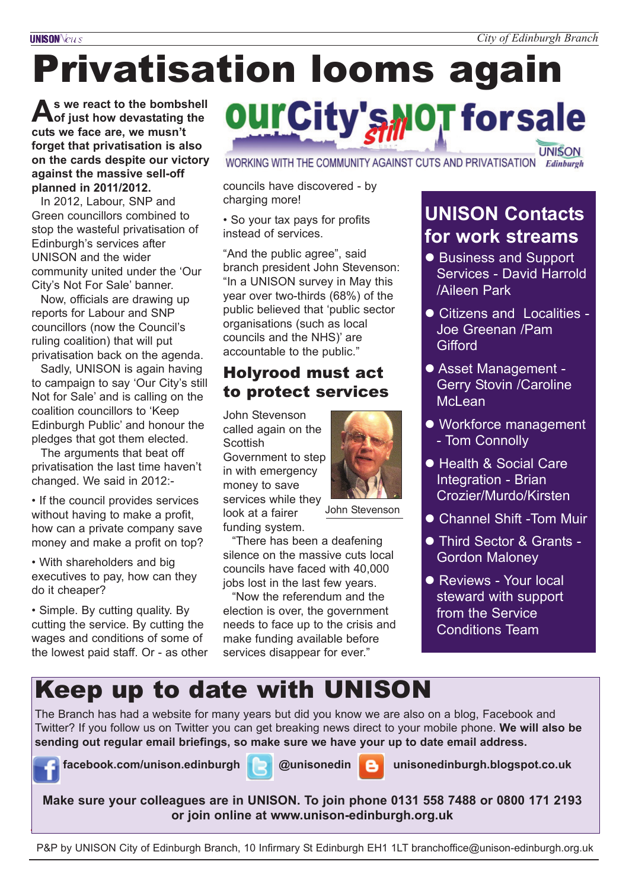# Privatisation looms again

**As we react to the bombshell of just how devastating the cuts we face are, we musn't forget that privatisation is also on the cards despite our victory against the massive sell-off planned in 2011/2012.**

In 2012, Labour, SNP and Green councillors combined to stop the wasteful privatisation of Edinburgh's services after UNISON and the wider community united under the 'Our City's Not For Sale' banner.

Now, officials are drawing up reports for Labour and SNP councillors (now the Council's ruling coalition) that will put privatisation back on the agenda.

Sadly, UNISON is again having to campaign to say 'Our City's still Not for Sale' and is calling on the coalition councillors to 'Keep Edinburgh Public' and honour the pledges that got them elected.

The arguments that beat off privatisation the last time haven't changed. We said in 2012:-

- If the council provides services without having to make a profit, how can a private company save money and make a profit on top?
- With shareholders and big executives to pay, how can they do it cheaper?
- Simple. By cutting quality. By cutting the service. By cutting the wages and conditions of some of the lowest paid staff. Or - as other councils have discovered - by charging more!
- So your tax pays for profits instead of services.

ourCity's still NOT forsale

WORKING WITH THE COMMUNITY AGAINST CUTS AND PRIVATISATION — UNISON Edinburgh

"And the public agree", said branch president John Stevenson: "In a UNISON survey in May this year over two-thirds (68%) of the public believed that 'public sector organisations (such as local councils and the NHS)' are accountable to the public."

## Holyrood must act to protect services

John Stevenson called again on the Scottish Government to step in with emergency money to save services while they look at a fairer funding system.

John Stevenson

"There has been a deafening silence on the massive cuts local councils have faced with 40,000 jobs lost in the last few years.

"Now the referendum and the election is over, the government needs to face up to the crisis and make funding available before services disappear for ever."

## UNISON Contacts for work streams

- Business and Support Services - David Harrold /Aileen Park
- Citizens and Localities - Joe Greenan /Pam Gifford
- Asset Management - Gerry Stovin /Caroline McLean
- Workforce management - Tom Connolly
- Health & Social Care Integration - Brian Crozier/Murdo/Kirsten
- Channel Shift -Tom Muir
- Third Sector & Grants - Gordon Maloney
- Reviews - Your local steward with support from the Service Conditions Team

# Keep up to date with UNISON

The Branch has had a website for many years but did you know we are also on a blog, Facebook and Twitter? If you follow us on Twitter you can get breaking news direct to your mobile phone. **We will also be sending out regular email briefings, so make sure we have your up to date email address.**

**facebook.com/unison.edinburgh** **@unisonedin** **unisonedinburgh.blogspot.co.uk**

**Make sure your colleagues are in UNISON. To join phone 0131 558 7488 or 0800 171 2193 or join online at www.unison-edinburgh.org.uk**

P&P by UNISON City of Edinburgh Branch, 10 Infirmary St Edinburgh EH1 1LT branchoffice@unison-edinburgh.org.uk